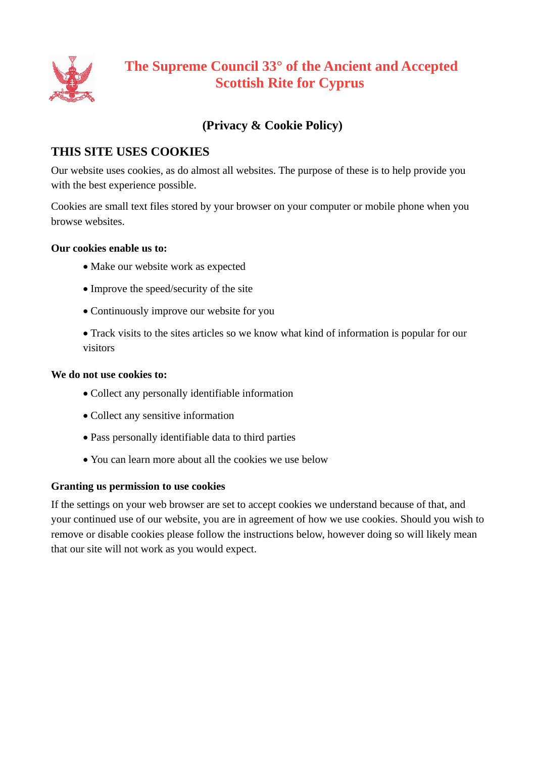# The Supreme Council 33° of the Ancient and Accepted Scottish Rite for Cyprus

**(Privacy & Cookie Policy)**

## THIS SITE USES COOKIES

Our website uses cookies, as do almost all websites. The purpose of these is to help provide you with the best experience possible.

Cookies are small text files stored by your browser on your computer or mobile phone when you browse websites.

**Our cookies enable us to:**

- Make our website work as expected
- Improve the speed/security of the site
- Continuously improve our website for you
- Track visits to the sites articles so we know what kind of information is popular for our visitors

**We do not use cookies to:**

- Collect any personally identifiable information
- Collect any sensitive information
- Pass personally identifiable data to third parties
- You can learn more about all the cookies we use below

**Granting us permission to use cookies**

If the settings on your web browser are set to accept cookies we understand because of that, and your continued use of our website, you are in agreement of how we use cookies. Should you wish to remove or disable cookies please follow the instructions below, however doing so will likely mean that our site will not work as you would expect.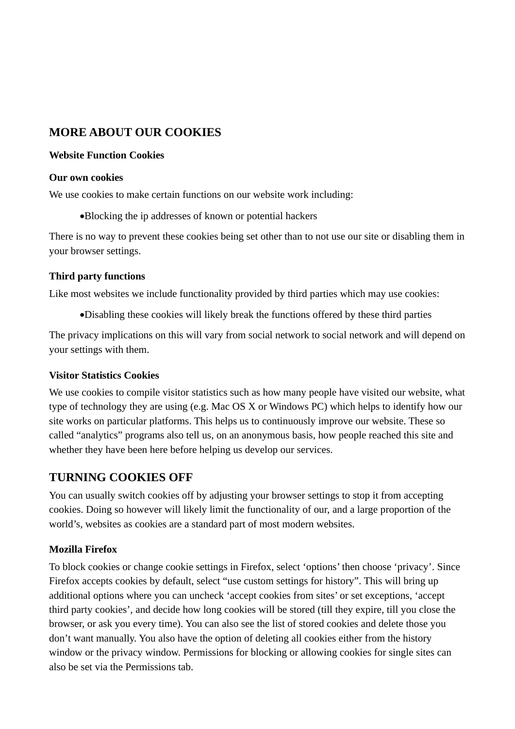## MORE ABOUT OUR COOKIES

**Website Function Cookies**

**Our own cookies**

We use cookies to make certain functions on our website work including:

- Blocking the ip addresses of known or potential hackers

There is no way to prevent these cookies being set other than to not use our site or disabling them in your browser settings.

**Third party functions**

Like most websites we include functionality provided by third parties which may use cookies:

- Disabling these cookies will likely break the functions offered by these third parties

The privacy implications on this will vary from social network to social network and will depend on your settings with them.

**Visitor Statistics Cookies**

We use cookies to compile visitor statistics such as how many people have visited our website, what type of technology they are using (e.g. Mac OS X or Windows PC) which helps to identify how our site works on particular platforms. This helps us to continuously improve our website. These so called "analytics" programs also tell us, on an anonymous basis, how people reached this site and whether they have been here before helping us develop our services.

## TURNING COOKIES OFF

You can usually switch cookies off by adjusting your browser settings to stop it from accepting cookies. Doing so however will likely limit the functionality of our, and a large proportion of the world's, websites as cookies are a standard part of most modern websites.

**Mozilla Firefox**

To block cookies or change cookie settings in Firefox, select 'options' then choose 'privacy'. Since Firefox accepts cookies by default, select "use custom settings for history". This will bring up additional options where you can uncheck 'accept cookies from sites' or set exceptions, 'accept third party cookies', and decide how long cookies will be stored (till they expire, till you close the browser, or ask you every time). You can also see the list of stored cookies and delete those you don't want manually. You also have the option of deleting all cookies either from the history window or the privacy window. Permissions for blocking or allowing cookies for single sites can also be set via the Permissions tab.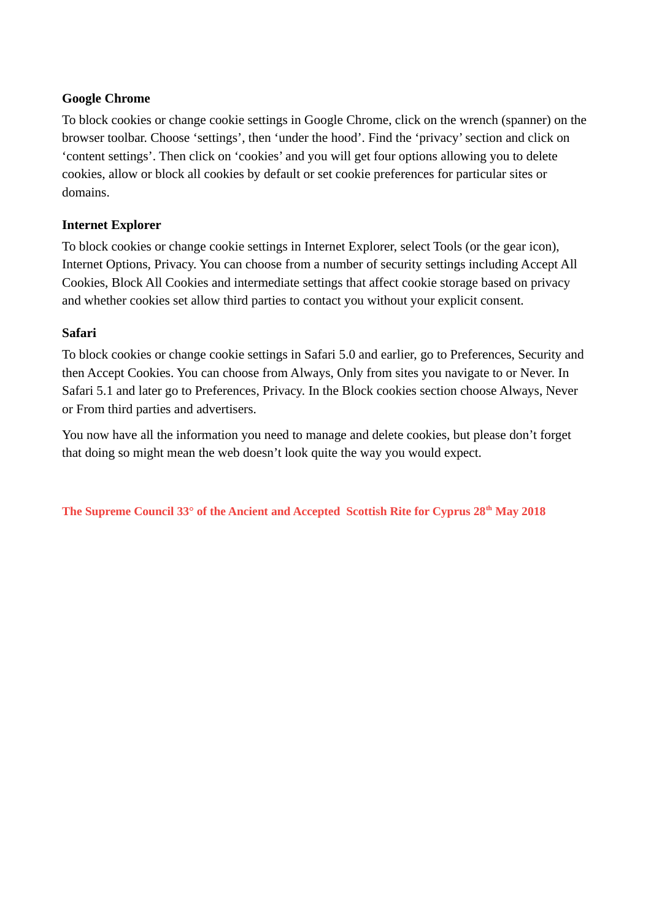**Google Chrome**

To block cookies or change cookie settings in Google Chrome, click on the wrench (spanner) on the browser toolbar. Choose ‘settings’, then ‘under the hood’. Find the ‘privacy’ section and click on ‘content settings’. Then click on ‘cookies’ and you will get four options allowing you to delete cookies, allow or block all cookies by default or set cookie preferences for particular sites or domains.

**Internet Explorer**

To block cookies or change cookie settings in Internet Explorer, select Tools (or the gear icon), Internet Options, Privacy. You can choose from a number of security settings including Accept All Cookies, Block All Cookies and intermediate settings that affect cookie storage based on privacy and whether cookies set allow third parties to contact you without your explicit consent.

**Safari**

To block cookies or change cookie settings in Safari 5.0 and earlier, go to Preferences, Security and then Accept Cookies. You can choose from Always, Only from sites you navigate to or Never. In Safari 5.1 and later go to Preferences, Privacy. In the Block cookies section choose Always, Never or From third parties and advertisers.

You now have all the information you need to manage and delete cookies, but please don’t forget that doing so might mean the web doesn’t look quite the way you would expect.

**The Supreme Council 33° of the Ancient and Accepted Scottish Rite for Cyprus 28th May 2018**